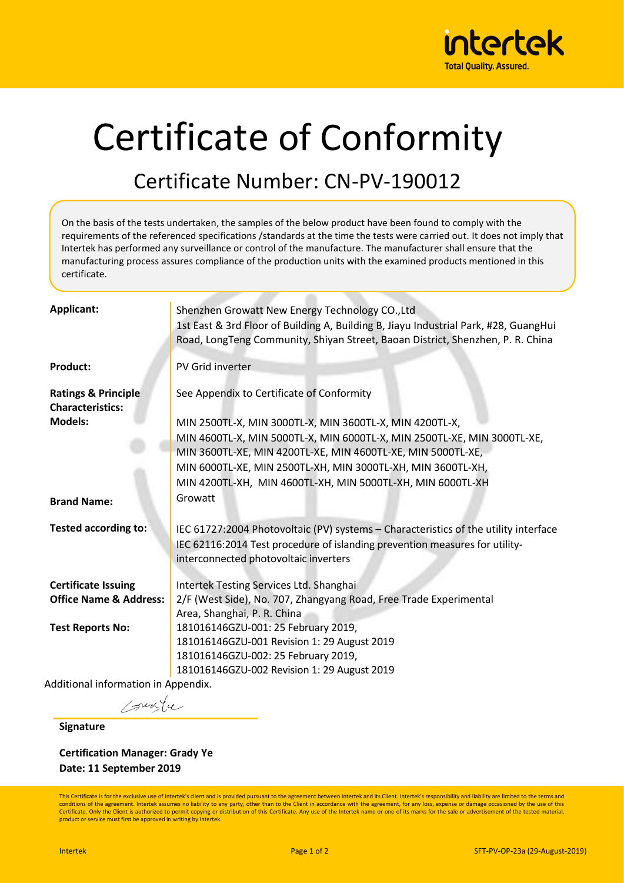# Certificate of Conformity

## Certificate Number: CN-PV-190012

On the basis of the tests undertaken, the samples of the below product have been found to comply with the requirements of the referenced specifications /standards at the time the tests were carried out. It does not imply that Intertek has performed any surveillance or control of the manufacture. The manufacturer shall ensure that the manufacturing process assures compliance of the production units with the examined products mentioned in this certificate.

| | |
|---|---|
| **Applicant:** | Shenzhen Growatt New Energy Technology CO.,Ltd<br>1st East & 3rd Floor of Building A, Building B, Jiayu Industrial Park, #28, GuangHui Road, LongTeng Community, Shiyan Street, Baoan District, Shenzhen, P. R. China |
| **Product:** | PV Grid inverter |
| **Ratings & Principle Characteristics:** | See Appendix to Certificate of Conformity |
| **Models:** | MIN 2500TL-X, MIN 3000TL-X, MIN 3600TL-X, MIN 4200TL-X, MIN 4600TL-X, MIN 5000TL-X, MIN 6000TL-X, MIN 2500TL-XE, MIN 3000TL-XE, MIN 3600TL-XE, MIN 4200TL-XE, MIN 4600TL-XE, MIN 5000TL-XE, MIN 6000TL-XE, MIN 2500TL-XH, MIN 3000TL-XH, MIN 3600TL-XH, MIN 4200TL-XH, MIN 4600TL-XH, MIN 5000TL-XH, MIN 6000TL-XH |
| **Brand Name:** | Growatt |
| **Tested according to:** | IEC 61727:2004 Photovoltaic (PV) systems – Characteristics of the utility interface<br>IEC 62116:2014 Test procedure of islanding prevention measures for utility-interconnected photovoltaic inverters |
| **Certificate Issuing Office Name & Address:** | Intertek Testing Services Ltd. Shanghai<br>2/F (West Side), No. 707, Zhangyang Road, Free Trade Experimental Area, Shanghai, P. R. China |
| **Test Reports No:** | 181016146GZU-001: 25 February 2019,<br>181016146GZU-001 Revision 1: 29 August 2019<br>181016146GZU-002: 25 February 2019,<br>181016146GZU-002 Revision 1: 29 August 2019 |

Additional information in Appendix.

**Signature**

**Certification Manager: Grady Ye**
**Date: 11 September 2019**

This Certificate is for the exclusive use of Intertek's client and is provided pursuant to the agreement between Intertek and its Client. Intertek's responsibility and liability are limited to the terms and conditions of the agreement. Intertek assumes no liability to any party, other than to the Client in accordance with the agreement, for any loss, expense or damage occasioned by the use of this Certificate. Only the Client is authorized to permit copying or distribution of this Certificate. Any use of the Intertek name or one of its marks for the sale or advertisement of the tested material, product or service must first be approved in writing by Intertek.

SFT-PV-OP-23a (29-August-2019)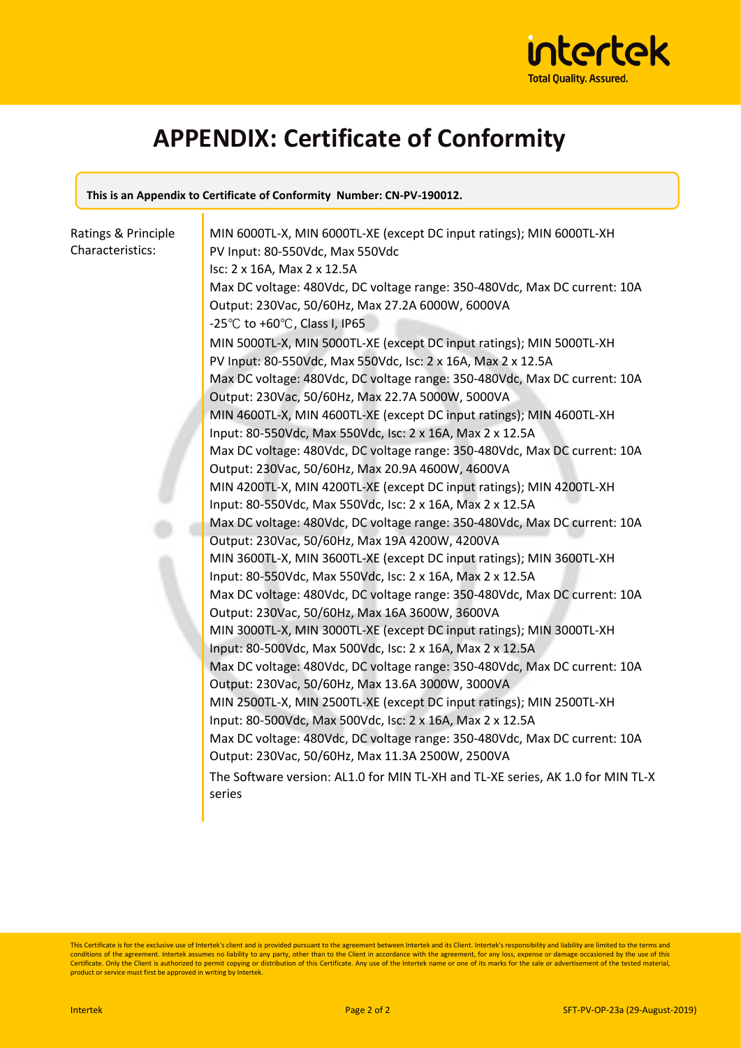# APPENDIX: Certificate of Conformity

**This is an Appendix to Certificate of Conformity Number: CN-PV-190012.**

| | |
|---|---|
| Ratings & Principle Characteristics: | MIN 6000TL-X, MIN 6000TL-XE (except DC input ratings); MIN 6000TL-XH<br>PV Input: 80-550Vdc, Max 550Vdc<br>Isc: 2 x 16A, Max 2 x 12.5A<br>Max DC voltage: 480Vdc, DC voltage range: 350-480Vdc, Max DC current: 10A<br>Output: 230Vac, 50/60Hz, Max 27.2A 6000W, 6000VA<br>-25℃ to +60℃, Class I, IP65<br>MIN 5000TL-X, MIN 5000TL-XE (except DC input ratings); MIN 5000TL-XH<br>PV Input: 80-550Vdc, Max 550Vdc, Isc: 2 x 16A, Max 2 x 12.5A<br>Max DC voltage: 480Vdc, DC voltage range: 350-480Vdc, Max DC current: 10A<br>Output: 230Vac, 50/60Hz, Max 22.7A 5000W, 5000VA<br>MIN 4600TL-X, MIN 4600TL-XE (except DC input ratings); MIN 4600TL-XH<br>Input: 80-550Vdc, Max 550Vdc, Isc: 2 x 16A, Max 2 x 12.5A<br>Max DC voltage: 480Vdc, DC voltage range: 350-480Vdc, Max DC current: 10A<br>Output: 230Vac, 50/60Hz, Max 20.9A 4600W, 4600VA<br>MIN 4200TL-X, MIN 4200TL-XE (except DC input ratings); MIN 4200TL-XH<br>Input: 80-550Vdc, Max 550Vdc, Isc: 2 x 16A, Max 2 x 12.5A<br>Max DC voltage: 480Vdc, DC voltage range: 350-480Vdc, Max DC current: 10A<br>Output: 230Vac, 50/60Hz, Max 19A 4200W, 4200VA<br>MIN 3600TL-X, MIN 3600TL-XE (except DC input ratings); MIN 3600TL-XH<br>Input: 80-550Vdc, Max 550Vdc, Isc: 2 x 16A, Max 2 x 12.5A<br>Max DC voltage: 480Vdc, DC voltage range: 350-480Vdc, Max DC current: 10A<br>Output: 230Vac, 50/60Hz, Max 16A 3600W, 3600VA<br>MIN 3000TL-X, MIN 3000TL-XE (except DC input ratings); MIN 3000TL-XH<br>Input: 80-500Vdc, Max 500Vdc, Isc: 2 x 16A, Max 2 x 12.5A<br>Max DC voltage: 480Vdc, DC voltage range: 350-480Vdc, Max DC current: 10A<br>Output: 230Vac, 50/60Hz, Max 13.6A 3000W, 3000VA<br>MIN 2500TL-X, MIN 2500TL-XE (except DC input ratings); MIN 2500TL-XH<br>Input: 80-500Vdc, Max 500Vdc, Isc: 2 x 16A, Max 2 x 12.5A<br>Max DC voltage: 480Vdc, DC voltage range: 350-480Vdc, Max DC current: 10A<br>Output: 230Vac, 50/60Hz, Max 11.3A 2500W, 2500VA<br>The Software version: AL1.0 for MIN TL-XH and TL-XE series, AK 1.0 for MIN TL-X series |

This Certificate is for the exclusive use of Intertek's client and is provided pursuant to the agreement between Intertek and its Client. Intertek's responsibility and liability are limited to the terms and conditions of the agreement. Intertek assumes no liability to any party, other than to the Client in accordance with the agreement, for any loss, expense or damage occasioned by the use of this Certificate. Only the Client is authorized to permit copying or distribution of this Certificate. Any use of the Intertek name or one of its marks for the sale or advertisement of the tested material, product or service must first be approved in writing by Intertek.

SFT-PV-OP-23a (29-August-2019)